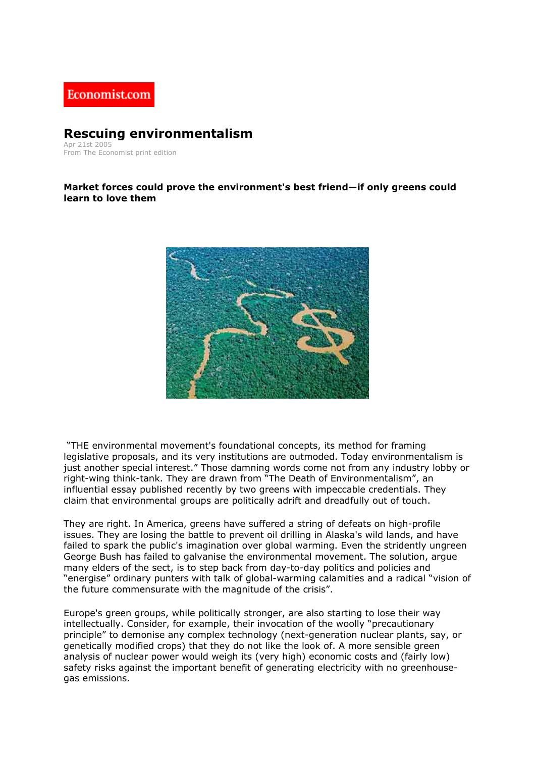Economist.com

# Rescuing environmentalism

Apr 21st 2005
From The Economist print edition

**Market forces could prove the environment's best friend—if only greens could learn to love them**

"THE environmental movement's foundational concepts, its method for framing legislative proposals, and its very institutions are outmoded. Today environmentalism is just another special interest." Those damning words come not from any industry lobby or right-wing think-tank. They are drawn from "The Death of Environmentalism", an influential essay published recently by two greens with impeccable credentials. They claim that environmental groups are politically adrift and dreadfully out of touch.

They are right. In America, greens have suffered a string of defeats on high-profile issues. They are losing the battle to prevent oil drilling in Alaska's wild lands, and have failed to spark the public's imagination over global warming. Even the stridently ungreen George Bush has failed to galvanise the environmental movement. The solution, argue many elders of the sect, is to step back from day-to-day politics and policies and "energise" ordinary punters with talk of global-warming calamities and a radical "vision of the future commensurate with the magnitude of the crisis".

Europe's green groups, while politically stronger, are also starting to lose their way intellectually. Consider, for example, their invocation of the woolly "precautionary principle" to demonise any complex technology (next-generation nuclear plants, say, or genetically modified crops) that they do not like the look of. A more sensible green analysis of nuclear power would weigh its (very high) economic costs and (fairly low) safety risks against the important benefit of generating electricity with no greenhouse-gas emissions.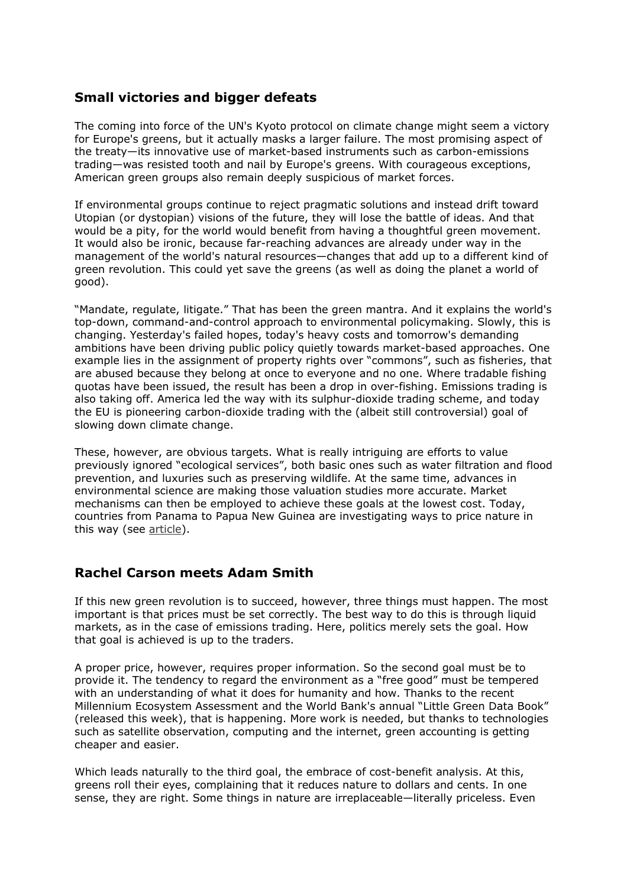## Small victories and bigger defeats

The coming into force of the UN's Kyoto protocol on climate change might seem a victory for Europe's greens, but it actually masks a larger failure. The most promising aspect of the treaty—its innovative use of market-based instruments such as carbon-emissions trading—was resisted tooth and nail by Europe's greens. With courageous exceptions, American green groups also remain deeply suspicious of market forces.

If environmental groups continue to reject pragmatic solutions and instead drift toward Utopian (or dystopian) visions of the future, they will lose the battle of ideas. And that would be a pity, for the world would benefit from having a thoughtful green movement. It would also be ironic, because far-reaching advances are already under way in the management of the world's natural resources—changes that add up to a different kind of green revolution. This could yet save the greens (as well as doing the planet a world of good).

"Mandate, regulate, litigate." That has been the green mantra. And it explains the world's top-down, command-and-control approach to environmental policymaking. Slowly, this is changing. Yesterday's failed hopes, today's heavy costs and tomorrow's demanding ambitions have been driving public policy quietly towards market-based approaches. One example lies in the assignment of property rights over "commons", such as fisheries, that are abused because they belong at once to everyone and no one. Where tradable fishing quotas have been issued, the result has been a drop in over-fishing. Emissions trading is also taking off. America led the way with its sulphur-dioxide trading scheme, and today the EU is pioneering carbon-dioxide trading with the (albeit still controversial) goal of slowing down climate change.

These, however, are obvious targets. What is really intriguing are efforts to value previously ignored "ecological services", both basic ones such as water filtration and flood prevention, and luxuries such as preserving wildlife. At the same time, advances in environmental science are making those valuation studies more accurate. Market mechanisms can then be employed to achieve these goals at the lowest cost. Today, countries from Panama to Papua New Guinea are investigating ways to price nature in this way (see article).

## Rachel Carson meets Adam Smith

If this new green revolution is to succeed, however, three things must happen. The most important is that prices must be set correctly. The best way to do this is through liquid markets, as in the case of emissions trading. Here, politics merely sets the goal. How that goal is achieved is up to the traders.

A proper price, however, requires proper information. So the second goal must be to provide it. The tendency to regard the environment as a "free good" must be tempered with an understanding of what it does for humanity and how. Thanks to the recent Millennium Ecosystem Assessment and the World Bank's annual "Little Green Data Book" (released this week), that is happening. More work is needed, but thanks to technologies such as satellite observation, computing and the internet, green accounting is getting cheaper and easier.

Which leads naturally to the third goal, the embrace of cost-benefit analysis. At this, greens roll their eyes, complaining that it reduces nature to dollars and cents. In one sense, they are right. Some things in nature are irreplaceable—literally priceless. Even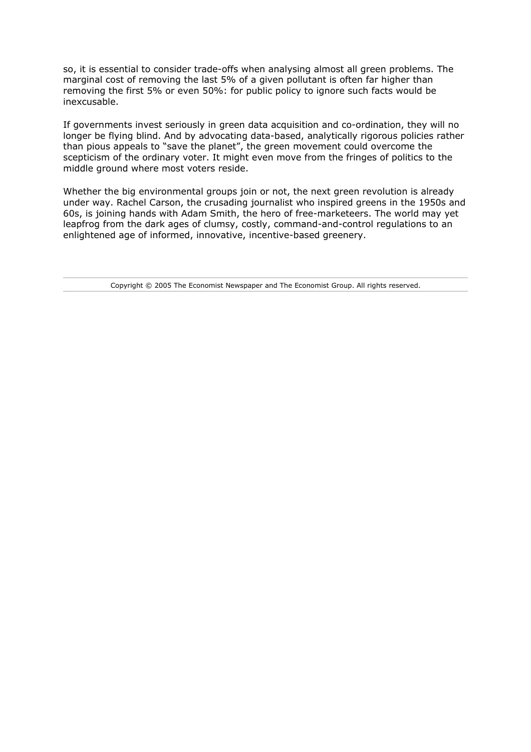so, it is essential to consider trade-offs when analysing almost all green problems. The marginal cost of removing the last 5% of a given pollutant is often far higher than removing the first 5% or even 50%: for public policy to ignore such facts would be inexcusable.

If governments invest seriously in green data acquisition and co-ordination, they will no longer be flying blind. And by advocating data-based, analytically rigorous policies rather than pious appeals to "save the planet", the green movement could overcome the scepticism of the ordinary voter. It might even move from the fringes of politics to the middle ground where most voters reside.

Whether the big environmental groups join or not, the next green revolution is already under way. Rachel Carson, the crusading journalist who inspired greens in the 1950s and 60s, is joining hands with Adam Smith, the hero of free-marketeers. The world may yet leapfrog from the dark ages of clumsy, costly, command-and-control regulations to an enlightened age of informed, innovative, incentive-based greenery.

Copyright © 2005 The Economist Newspaper and The Economist Group. All rights reserved.